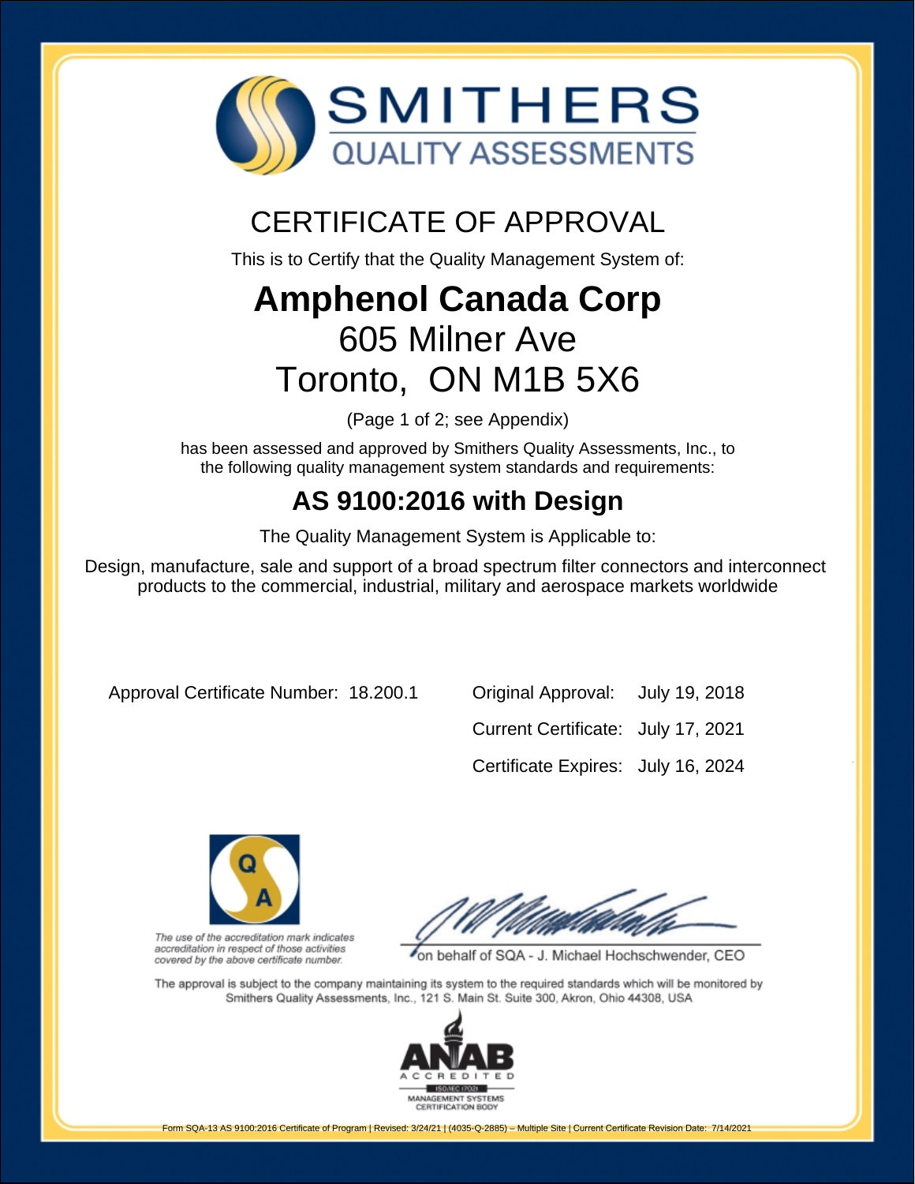# SMITHERS
## QUALITY ASSESSMENTS

# CERTIFICATE OF APPROVAL

This is to Certify that the Quality Management System of:

# Amphenol Canada Corp
## 605 Milner Ave
## Toronto, ON M1B 5X6

(Page 1 of 2; see Appendix)

has been assessed and approved by Smithers Quality Assessments, Inc., to the following quality management system standards and requirements:

## AS 9100:2016 with Design

The Quality Management System is Applicable to:

Design, manufacture, sale and support of a broad spectrum filter connectors and interconnect products to the commercial, industrial, military and aerospace markets worldwide

Approval Certificate Number: 18.200.1

Original Approval: July 19, 2018

Current Certificate: July 17, 2021

Certificate Expires: July 16, 2024

*The use of the accreditation mark indicates accreditation in respect of those activities covered by the above certificate number.*

on behalf of SQA - J. Michael Hochschwender, CEO

The approval is subject to the company maintaining its system to the required standards which will be monitored by Smithers Quality Assessments, Inc., 121 S. Main St. Suite 300, Akron, Ohio 44308, USA

ANAB ACCREDITED ISO/IEC 17021 MANAGEMENT SYSTEMS CERTIFICATION BODY

Form SQA-13 AS 9100:2016 Certificate of Program | Revised: 3/24/21 | (4035-Q-2885) – Multiple Site | Current Certificate Revision Date: 7/14/2021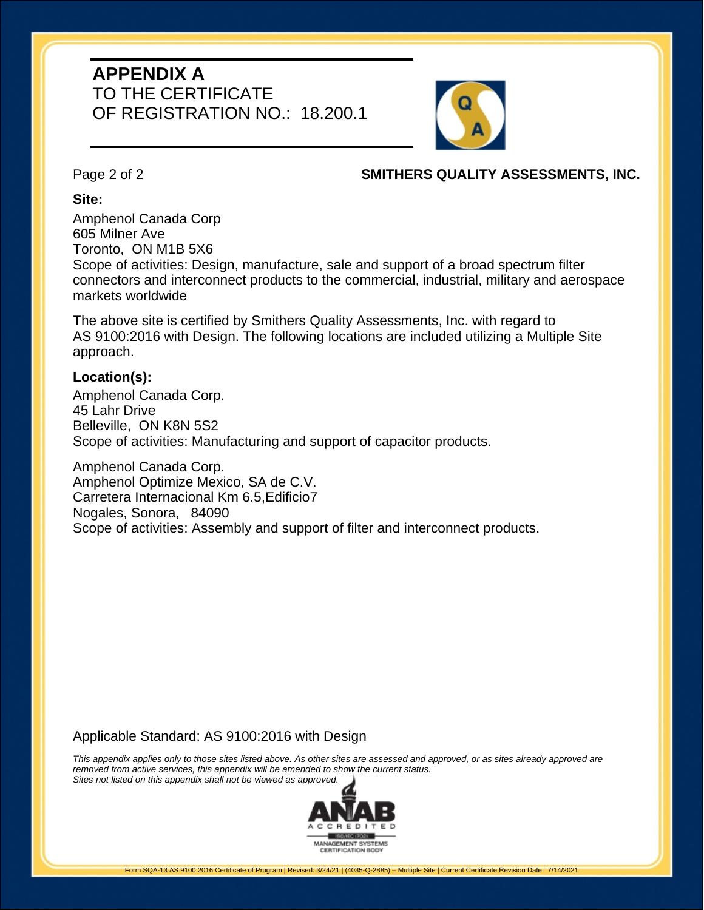# APPENDIX A
TO THE CERTIFICATE
OF REGISTRATION NO.: 18.200.1

**SMITHERS QUALITY ASSESSMENTS, INC.**

**Site:**

Amphenol Canada Corp
605 Milner Ave
Toronto, ON M1B 5X6
Scope of activities: Design, manufacture, sale and support of a broad spectrum filter connectors and interconnect products to the commercial, industrial, military and aerospace markets worldwide

The above site is certified by Smithers Quality Assessments, Inc. with regard to AS 9100:2016 with Design. The following locations are included utilizing a Multiple Site approach.

**Location(s):**

Amphenol Canada Corp.
45 Lahr Drive
Belleville, ON K8N 5S2
Scope of activities: Manufacturing and support of capacitor products.

Amphenol Canada Corp.
Amphenol Optimize Mexico, SA de C.V.
Carretera Internacional Km 6.5,Edificio7
Nogales, Sonora, 84090
Scope of activities: Assembly and support of filter and interconnect products.

Applicable Standard: AS 9100:2016 with Design

*This appendix applies only to those sites listed above. As other sites are assessed and approved, or as sites already approved are removed from active services, this appendix will be amended to show the current status.*
*Sites not listed on this appendix shall not be viewed as approved.*

ANAB ACCREDITED ISO/IEC 17021 MANAGEMENT SYSTEMS CERTIFICATION BODY

Form SQA-13 AS 9100:2016 Certificate of Program | Revised: 3/24/21 | (4035-Q-2885) – Multiple Site | Current Certificate Revision Date: 7/14/2021